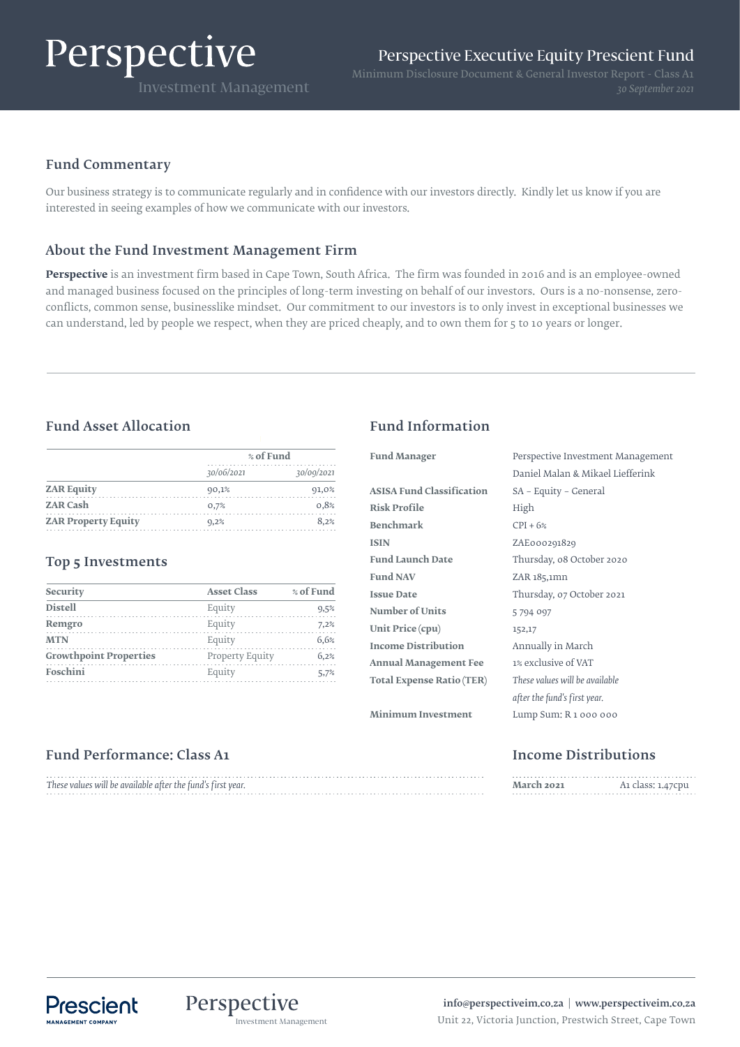# Perspective Executive Equity Prescient Fund

Minimum Disclosure Document & General Investor Report - Class A1

*30 September 2021*

## Fund Commentary

Our business strategy is to communicate regularly and in confidence with our investors directly. Kindly let us know if you are interested in seeing examples of how we communicate with our investors.

## About the Fund Investment Management Firm

**Perspective** is an investment firm based in Cape Town, South Africa. The firm was founded in 2016 and is an employee-owned and managed business focused on the principles of long-term investing on behalf of our investors. Ours is a no-nonsense, zero-conflicts, common sense, businesslike mindset. Our commitment to our investors is to only invest in exceptional businesses we can understand, led by people we respect, when they are priced cheaply, and to own them for 5 to 10 years or longer.

## Fund Asset Allocation

| | % of Fund | |
|---|---|---|
| | *30/06/2021* | *30/09/2021* |
| **ZAR Equity** | 90,1% | 91,0% |
| **ZAR Cash** | 0,7% | 0,8% |
| **ZAR Property Equity** | 9,2% | 8,2% |

## Top 5 Investments

| Security | Asset Class | % of Fund |
|---|---|---|
| **Distell** | Equity | 9,5% |
| **Remgro** | Equity | 7,2% |
| **MTN** | Equity | 6,6% |
| **Growthpoint Properties** | Property Equity | 6,2% |
| **Foschini** | Equity | 5,7% |

## Fund Information

| | |
|---|---|
| **Fund Manager** | Perspective Investment Management<br>Daniel Malan & Mikael Liefferink |
| **ASISA Fund Classification** | SA – Equity – General |
| **Risk Profile** | High |
| **Benchmark** | CPI + 6% |
| **ISIN** | ZAE000291829 |
| **Fund Launch Date** | Thursday, 08 October 2020 |
| **Fund NAV** | ZAR 185,1mn |
| **Issue Date** | Thursday, 07 October 2021 |
| **Number of Units** | 5 794 097 |
| **Unit Price (cpu)** | 152,17 |
| **Income Distribution** | Annually in March |
| **Annual Management Fee** | 1% exclusive of VAT |
| **Total Expense Ratio (TER)** | *These values will be available after the fund's first year.* |
| **Minimum Investment** | Lump Sum: R 1 000 000 |

## Fund Performance: Class A1

*These values will be available after the fund's first year.*

## Income Distributions

| | |
|---|---|
| **March 2021** | A1 class: 1,47cpu |

info@perspectiveim.co.za | www.perspectiveim.co.za

Unit 22, Victoria Junction, Prestwich Street, Cape Town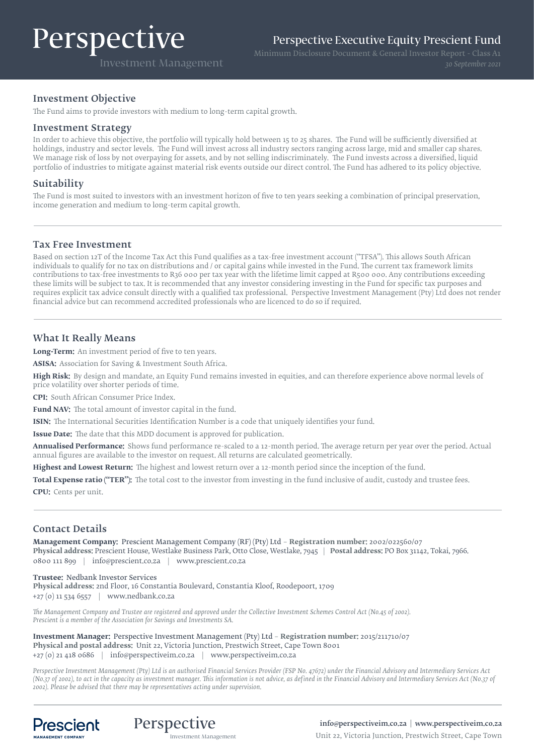# Perspective Executive Equity Prescient Fund

Minimum Disclosure Document & General Investor Report - Class A1

*30 September 2021*

## Investment Objective

The Fund aims to provide investors with medium to long-term capital growth.

## Investment Strategy

In order to achieve this objective, the portfolio will typically hold between 15 to 25 shares. The Fund will be sufficiently diversified at holdings, industry and sector levels. The Fund will invest across all industry sectors ranging across large, mid and smaller cap shares. We manage risk of loss by not overpaying for assets, and by not selling indiscriminately. The Fund invests across a diversified, liquid portfolio of industries to mitigate against material risk events outside our direct control. The Fund has adhered to its policy objective.

## Suitability

The Fund is most suited to investors with an investment horizon of five to ten years seeking a combination of principal preservation, income generation and medium to long-term capital growth.

## Tax Free Investment

Based on section 12T of the Income Tax Act this Fund qualifies as a tax-free investment account ("TFSA"). This allows South African individuals to qualify for no tax on distributions and / or capital gains while invested in the Fund. The current tax framework limits contributions to tax-free investments to R36 000 per tax year with the lifetime limit capped at R500 000. Any contributions exceeding these limits will be subject to tax. It is recommended that any investor considering investing in the Fund for specific tax purposes and requires explicit tax advice consult directly with a qualified tax professional. Perspective Investment Management (Pty) Ltd does not render financial advice but can recommend accredited professionals who are licenced to do so if required.

## What It Really Means

**Long-Term:** An investment period of five to ten years.

**ASISA:** Association for Saving & Investment South Africa.

**High Risk:** By design and mandate, an Equity Fund remains invested in equities, and can therefore experience above normal levels of price volatility over shorter periods of time.

**CPI:** South African Consumer Price Index.

**Fund NAV:** The total amount of investor capital in the fund.

**ISIN:** The International Securities Identification Number is a code that uniquely identifies your fund.

**Issue Date:** The date that this MDD document is approved for publication.

**Annualised Performance:** Shows fund performance re-scaled to a 12-month period. The average return per year over the period. Actual annual figures are available to the investor on request. All returns are calculated geometrically.

**Highest and Lowest Return:** The highest and lowest return over a 12-month period since the inception of the fund.

**Total Expense ratio ("TER"):** The total cost to the investor from investing in the fund inclusive of audit, custody and trustee fees.

**CPU:** Cents per unit.

## Contact Details

**Management Company:** Prescient Management Company (RF) (Pty) Ltd - **Registration number:** 2002/022560/07
**Physical address:** Prescient House, Westlake Business Park, Otto Close, Westlake, 7945 | **Postal address:** PO Box 31142, Tokai, 7966.
0800 111 899 | info@prescient.co.za | www.prescient.co.za

**Trustee:** Nedbank Investor Services
**Physical address:** 2nd Floor, 16 Constantia Boulevard, Constantia Kloof, Roodepoort, 1709
+27 (0) 11 534 6557 | www.nedbank.co.za

*The Management Company and Trustee are registered and approved under the Collective Investment Schemes Control Act (No.45 of 2002). Prescient is a member of the Association for Savings and Investments SA.*

**Investment Manager:** Perspective Investment Management (Pty) Ltd - **Registration number:** 2015/211710/07
**Physical and postal address:** Unit 22, Victoria Junction, Prestwich Street, Cape Town 8001
+27 (0) 21 418 0686 | info@perspectiveim.co.za | www.perspectiveim.co.za

*Perspective Investment Management (Pty) Ltd is an authorised Financial Services Provider (FSP No. 47672) under the Financial Advisory and Intermediary Services Act (No.37 of 2002), to act in the capacity as investment manager. This information is not advice, as defined in the Financial Advisory and Intermediary Services Act (No.37 of 2002). Please be advised that there may be representatives acting under supervision.*

**info@perspectiveim.co.za | www.perspectiveim.co.za**
Unit 22, Victoria Junction, Prestwich Street, Cape Town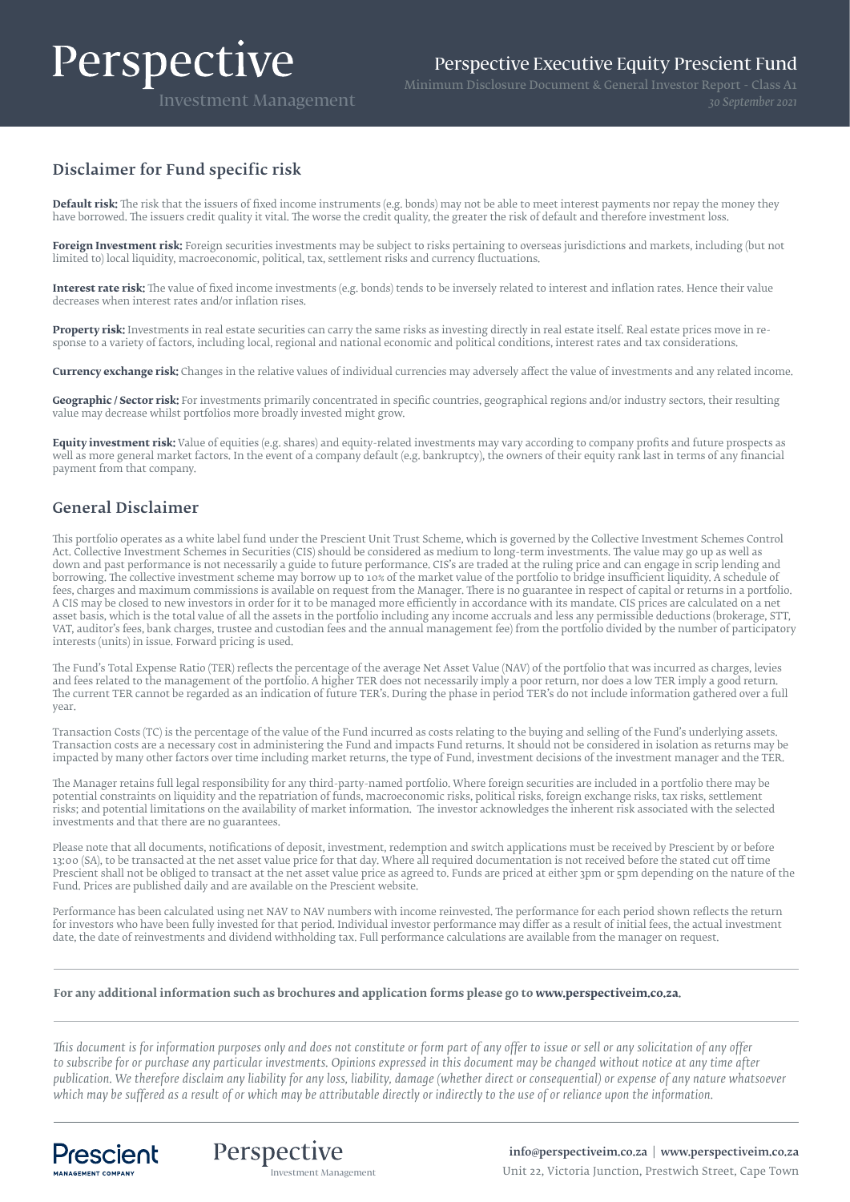## Disclaimer for Fund specific risk

**Default risk:** The risk that the issuers of fixed income instruments (e.g. bonds) may not be able to meet interest payments nor repay the money they have borrowed. The issuers credit quality it vital. The worse the credit quality, the greater the risk of default and therefore investment loss.

**Foreign Investment risk:** Foreign securities investments may be subject to risks pertaining to overseas jurisdictions and markets, including (but not limited to) local liquidity, macroeconomic, political, tax, settlement risks and currency fluctuations.

**Interest rate risk:** The value of fixed income investments (e.g. bonds) tends to be inversely related to interest and inflation rates. Hence their value decreases when interest rates and/or inflation rises.

**Property risk:** Investments in real estate securities can carry the same risks as investing directly in real estate itself. Real estate prices move in response to a variety of factors, including local, regional and national economic and political conditions, interest rates and tax considerations.

**Currency exchange risk:** Changes in the relative values of individual currencies may adversely affect the value of investments and any related income.

**Geographic / Sector risk:** For investments primarily concentrated in specific countries, geographical regions and/or industry sectors, their resulting value may decrease whilst portfolios more broadly invested might grow.

**Equity investment risk:** Value of equities (e.g. shares) and equity-related investments may vary according to company profits and future prospects as well as more general market factors. In the event of a company default (e.g. bankruptcy), the owners of their equity rank last in terms of any financial payment from that company.

## General Disclaimer

This portfolio operates as a white label fund under the Prescient Unit Trust Scheme, which is governed by the Collective Investment Schemes Control Act. Collective Investment Schemes in Securities (CIS) should be considered as medium to long-term investments. The value may go up as well as down and past performance is not necessarily a guide to future performance. CIS's are traded at the ruling price and can engage in scrip lending and borrowing. The collective investment scheme may borrow up to 10% of the market value of the portfolio to bridge insufficient liquidity. A schedule of fees, charges and maximum commissions is available on request from the Manager. There is no guarantee in respect of capital or returns in a portfolio. A CIS may be closed to new investors in order for it to be managed more efficiently in accordance with its mandate. CIS prices are calculated on a net asset basis, which is the total value of all the assets in the portfolio including any income accruals and less any permissible deductions (brokerage, STT, VAT, auditor's fees, bank charges, trustee and custodian fees and the annual management fee) from the portfolio divided by the number of participatory interests (units) in issue. Forward pricing is used.

The Fund's Total Expense Ratio (TER) reflects the percentage of the average Net Asset Value (NAV) of the portfolio that was incurred as charges, levies and fees related to the management of the portfolio. A higher TER does not necessarily imply a poor return, nor does a low TER imply a good return. The current TER cannot be regarded as an indication of future TER's. During the phase in period TER's do not include information gathered over a full year.

Transaction Costs (TC) is the percentage of the value of the Fund incurred as costs relating to the buying and selling of the Fund's underlying assets. Transaction costs are a necessary cost in administering the Fund and impacts Fund returns. It should not be considered in isolation as returns may be impacted by many other factors over time including market returns, the type of Fund, investment decisions of the investment manager and the TER.

The Manager retains full legal responsibility for any third-party-named portfolio. Where foreign securities are included in a portfolio there may be potential constraints on liquidity and the repatriation of funds, macroeconomic risks, political risks, foreign exchange risks, tax risks, settlement risks; and potential limitations on the availability of market information. The investor acknowledges the inherent risk associated with the selected investments and that there are no guarantees.

Please note that all documents, notifications of deposit, investment, redemption and switch applications must be received by Prescient by or before 13:00 (SA), to be transacted at the net asset value price for that day. Where all required documentation is not received before the stated cut off time Prescient shall not be obliged to transact at the net asset value price as agreed to. Funds are priced at either 3pm or 5pm depending on the nature of the Fund. Prices are published daily and are available on the Prescient website.

Performance has been calculated using net NAV to NAV numbers with income reinvested. The performance for each period shown reflects the return for investors who have been fully invested for that period. Individual investor performance may differ as a result of initial fees, the actual investment date, the date of reinvestments and dividend withholding tax. Full performance calculations are available from the manager on request.

**For any additional information such as brochures and application forms please go to www.perspectiveim.co.za.**

*This document is for information purposes only and does not constitute or form part of any offer to issue or sell or any solicitation of any offer to subscribe for or purchase any particular investments. Opinions expressed in this document may be changed without notice at any time after publication. We therefore disclaim any liability for any loss, liability, damage (whether direct or consequential) or expense of any nature whatsoever which may be suffered as a result of or which may be attributable directly or indirectly to the use of or reliance upon the information.*

Prescient Management Company

Perspective Investment Management

info@perspectiveim.co.za | www.perspectiveim.co.za
Unit 22, Victoria Junction, Prestwich Street, Cape Town